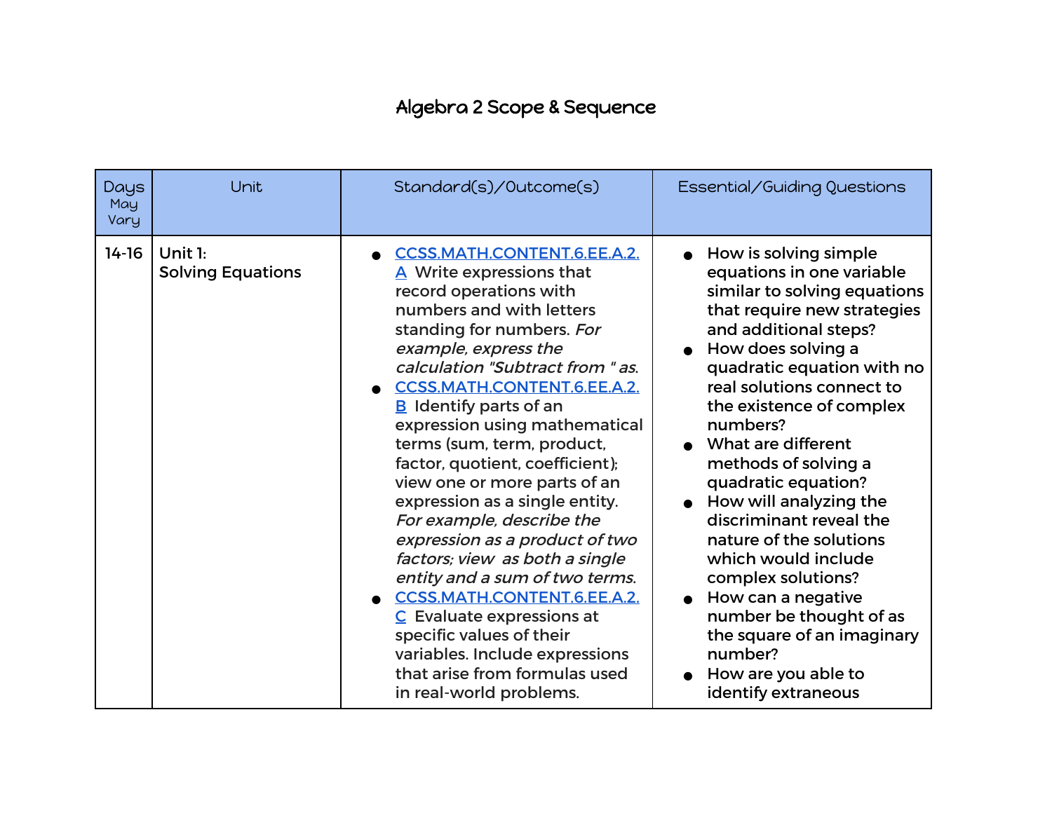# Algebra 2 Scope & Sequence

| Days May Vary | Unit | Standard(s)/Outcome(s) | Essential/Guiding Questions |
|---|---|---|---|
| 14-16 | **Unit 1: Solving Equations** | <ul><li>CCSS.MATH.CONTENT.6.EE.A.2.A Write expressions that record operations with numbers and with letters standing for numbers. *For example, express the calculation "Subtract from " as.*</li><li>CCSS.MATH.CONTENT.6.EE.A.2.B Identify parts of an expression using mathematical terms (sum, term, product, factor, quotient, coefficient); view one or more parts of an expression as a single entity. *For example, describe the expression as a product of two factors; view as both a single entity and a sum of two terms.*</li><li>CCSS.MATH.CONTENT.6.EE.A.2.C Evaluate expressions at specific values of their variables. Include expressions that arise from formulas used in real-world problems.</li></ul> | <ul><li>How is solving simple equations in one variable similar to solving equations that require new strategies and additional steps?</li><li>How does solving a quadratic equation with no real solutions connect to the existence of complex numbers?</li><li>What are different methods of solving a quadratic equation?</li><li>How will analyzing the discriminant reveal the nature of the solutions which would include complex solutions?</li><li>How can a negative number be thought of as the square of an imaginary number?</li><li>How are you able to identify extraneous</li></ul> |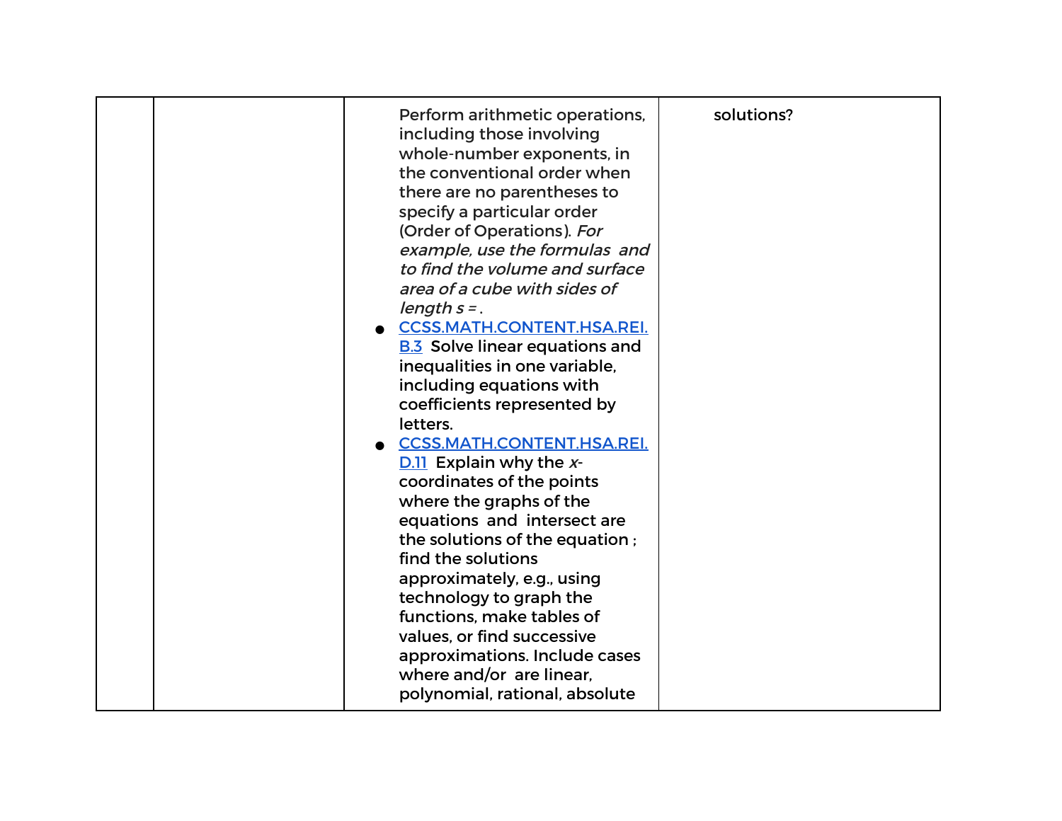|  |  |  |  |
|---|---|---|---|
|  |  | Perform arithmetic operations, including those involving whole-number exponents, in the conventional order when there are no parentheses to specify a particular order (Order of Operations). *For example, use the formulas  and to find the volume and surface area of a cube with sides of length s = .*<br>● CCSS.MATH.CONTENT.HSA.REI.B.3 Solve linear equations and inequalities in one variable, including equations with coefficients represented by letters.<br>● CCSS.MATH.CONTENT.HSA.REI.D.11 Explain why the *x*-coordinates of the points where the graphs of the equations  and  intersect are the solutions of the equation ; find the solutions approximately, e.g., using technology to graph the functions, make tables of values, or find successive approximations. Include cases where and/or  are linear, polynomial, rational, absolute | solutions? |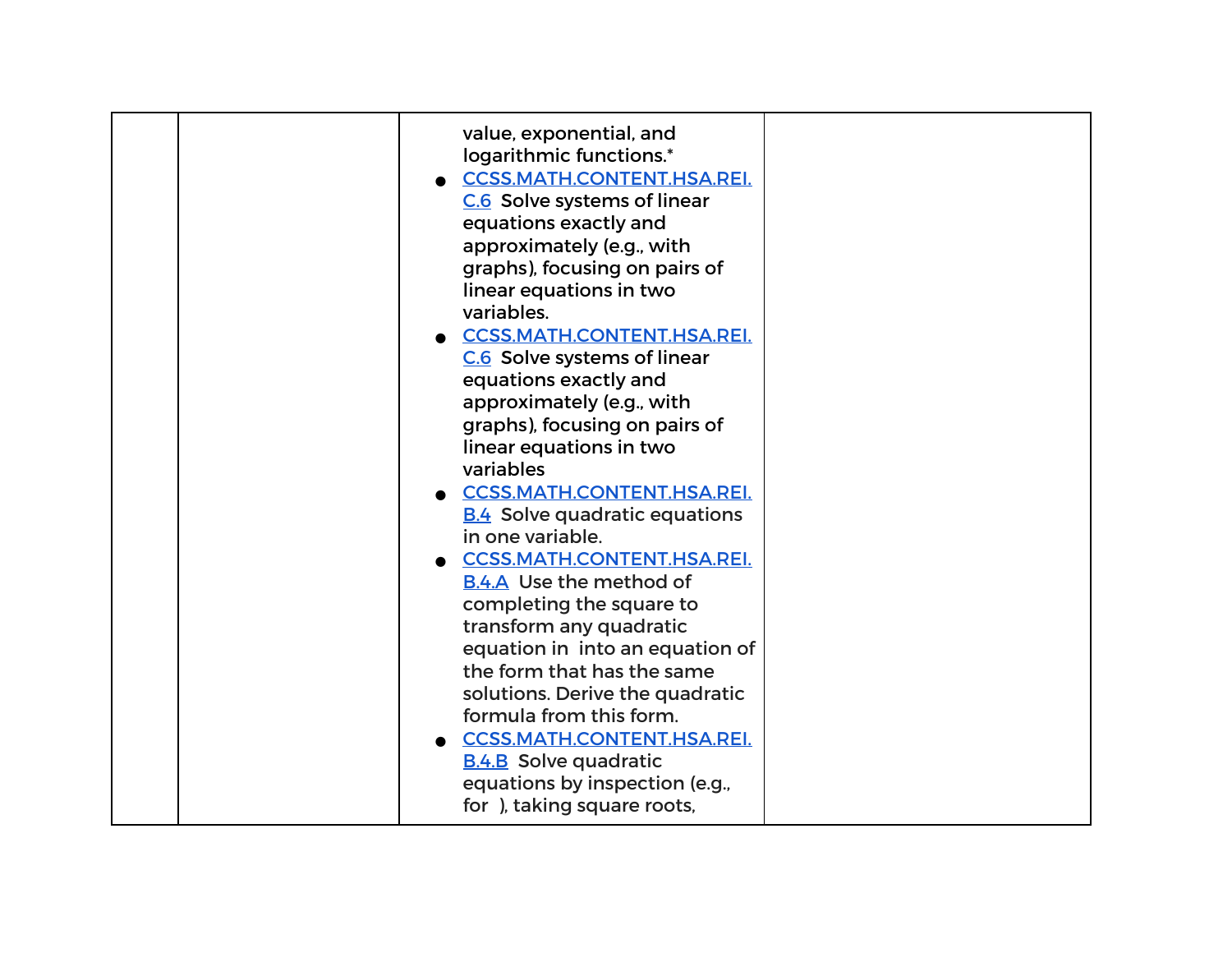| | | | |
|---|---|---|---|
| | | value, exponential, and logarithmic functions.* <br>● CCSS.MATH.CONTENT.HSA.REI.C.6 Solve systems of linear equations exactly and approximately (e.g., with graphs), focusing on pairs of linear equations in two variables. <br>● CCSS.MATH.CONTENT.HSA.REI.C.6 Solve systems of linear equations exactly and approximately (e.g., with graphs), focusing on pairs of linear equations in two variables <br>● CCSS.MATH.CONTENT.HSA.REI.B.4 Solve quadratic equations in one variable. <br>● CCSS.MATH.CONTENT.HSA.REI.B.4.A Use the method of completing the square to transform any quadratic equation in into an equation of the form that has the same solutions. Derive the quadratic formula from this form. <br>● CCSS.MATH.CONTENT.HSA.REI.B.4.B Solve quadratic equations by inspection (e.g., for ), taking square roots, | |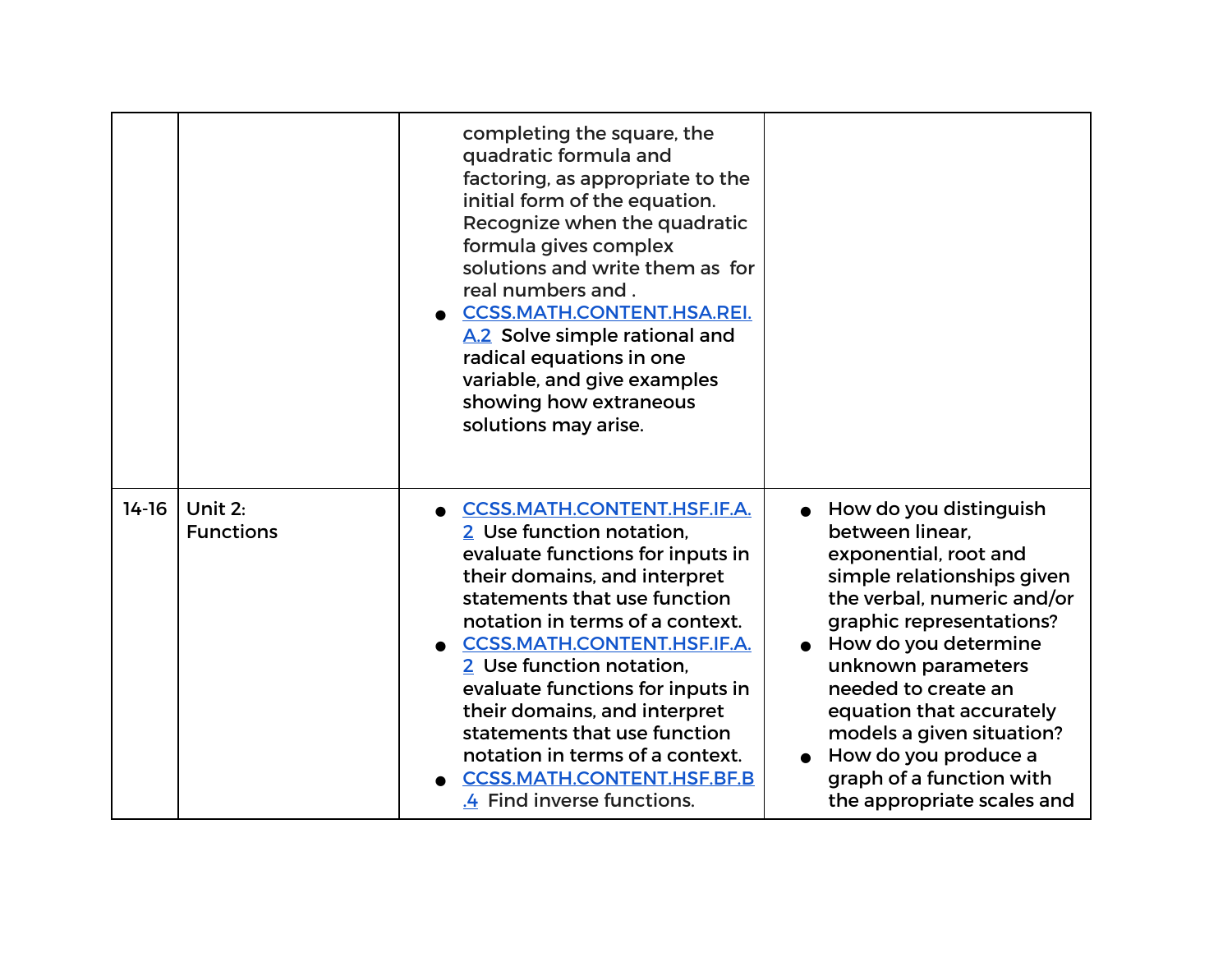|  |  |  |  |
|---|---|---|---|
|  |  | completing the square, the quadratic formula and factoring, as appropriate to the initial form of the equation. Recognize when the quadratic formula gives complex solutions and write them as for real numbers and .<br>● CCSS.MATH.CONTENT.HSA.REI.A.2 Solve simple rational and radical equations in one variable, and give examples showing how extraneous solutions may arise. |  |
| 14-16 | Unit 2: Functions | ● CCSS.MATH.CONTENT.HSF.IF.A.2 Use function notation, evaluate functions for inputs in their domains, and interpret statements that use function notation in terms of a context.<br>● CCSS.MATH.CONTENT.HSF.IF.A.2 Use function notation, evaluate functions for inputs in their domains, and interpret statements that use function notation in terms of a context.<br>● CCSS.MATH.CONTENT.HSF.BF.B.4 Find inverse functions. | ● How do you distinguish between linear, exponential, root and simple relationships given the verbal, numeric and/or graphic representations?<br>● How do you determine unknown parameters needed to create an equation that accurately models a given situation?<br>● How do you produce a graph of a function with the appropriate scales and |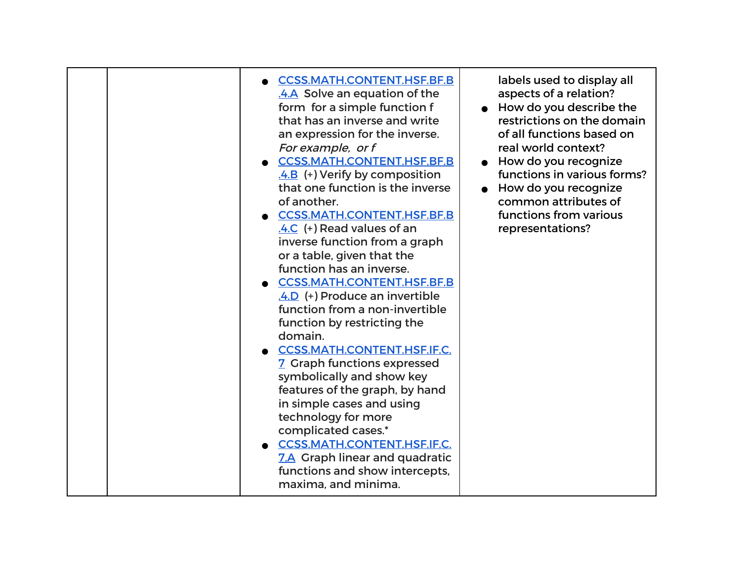|  |  |  |  |
|---|---|---|---|
|  |  | • [CCSS.MATH.CONTENT.HSF.BF.B.4.A](http://www.corestandards.org/Math/Content/HSF/BF/B/4/a/) Solve an equation of the form  for a simple function f that has an inverse and write an expression for the inverse. *For example,  or f*<br>• [CCSS.MATH.CONTENT.HSF.BF.B.4.B](http://www.corestandards.org/Math/Content/HSF/BF/B/4/b/) (+) Verify by composition that one function is the inverse of another.<br>• [CCSS.MATH.CONTENT.HSF.BF.B.4.C](http://www.corestandards.org/Math/Content/HSF/BF/B/4/c/) (+) Read values of an inverse function from a graph or a table, given that the function has an inverse.<br>• [CCSS.MATH.CONTENT.HSF.BF.B.4.D](http://www.corestandards.org/Math/Content/HSF/BF/B/4/d/) (+) Produce an invertible function from a non-invertible function by restricting the domain.<br>• [CCSS.MATH.CONTENT.HSF.IF.C.7](http://www.corestandards.org/Math/Content/HSF/IF/C/7/) Graph functions expressed symbolically and show key features of the graph, by hand in simple cases and using technology for more complicated cases.*<br>• [CCSS.MATH.CONTENT.HSF.IF.C.7.A](http://www.corestandards.org/Math/Content/HSF/IF/C/7/a/) Graph linear and quadratic functions and show intercepts, maxima, and minima. | labels used to display all aspects of a relation?<br>• How do you describe the restrictions on the domain of all functions based on real world context?<br>• How do you recognize functions in various forms?<br>• How do you recognize common attributes of functions from various representations? |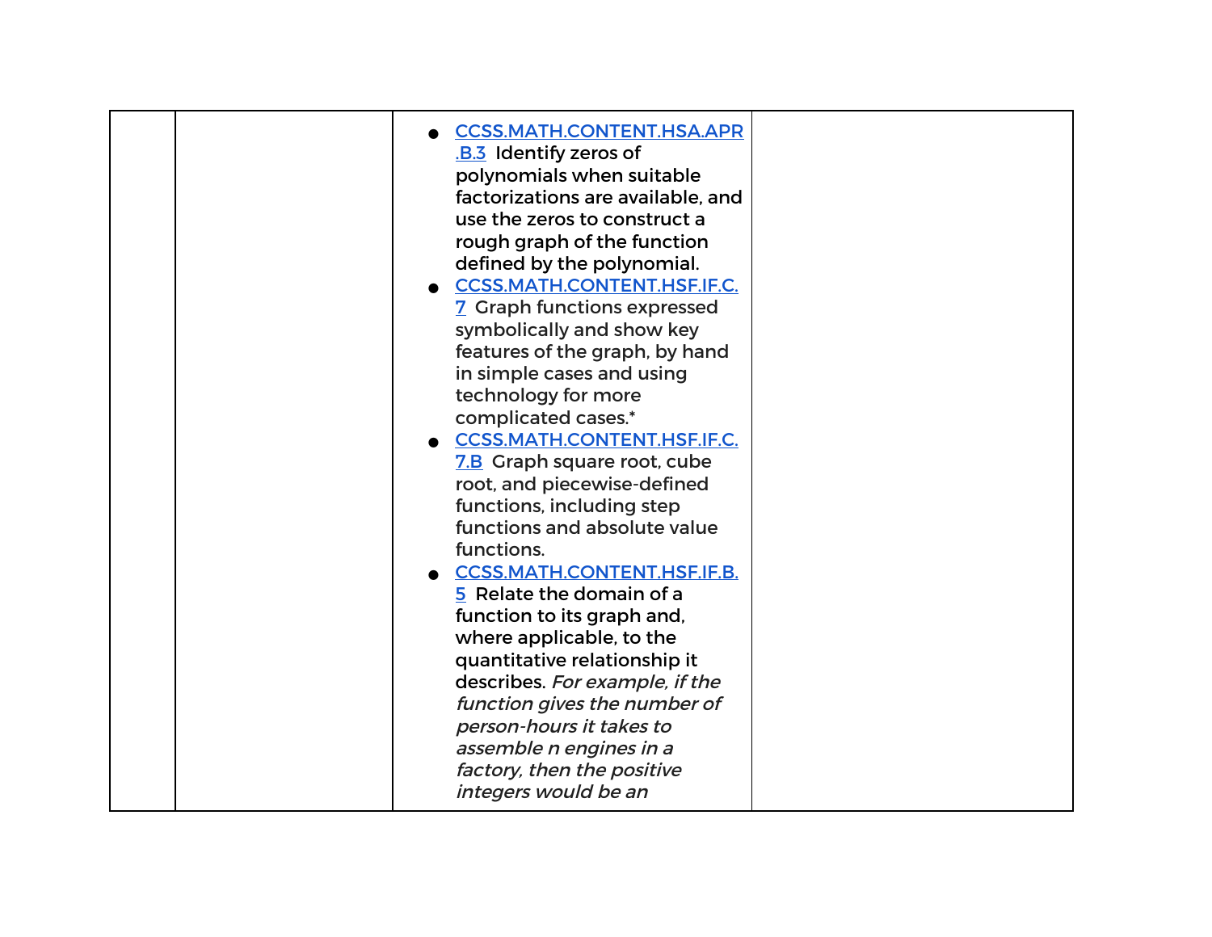| | | | |
|---|---|---|---|
| | | • CCSS.MATH.CONTENT.HSA.APR.B.3 Identify zeros of polynomials when suitable factorizations are available, and use the zeros to construct a rough graph of the function defined by the polynomial.<br>• CCSS.MATH.CONTENT.HSF.IF.C.7 Graph functions expressed symbolically and show key features of the graph, by hand in simple cases and using technology for more complicated cases.*<br>• CCSS.MATH.CONTENT.HSF.IF.C.7.B Graph square root, cube root, and piecewise-defined functions, including step functions and absolute value functions.<br>• CCSS.MATH.CONTENT.HSF.IF.B.5 Relate the domain of a function to its graph and, where applicable, to the quantitative relationship it describes. *For example, if the function gives the number of person-hours it takes to assemble n engines in a factory, then the positive integers would be an* | |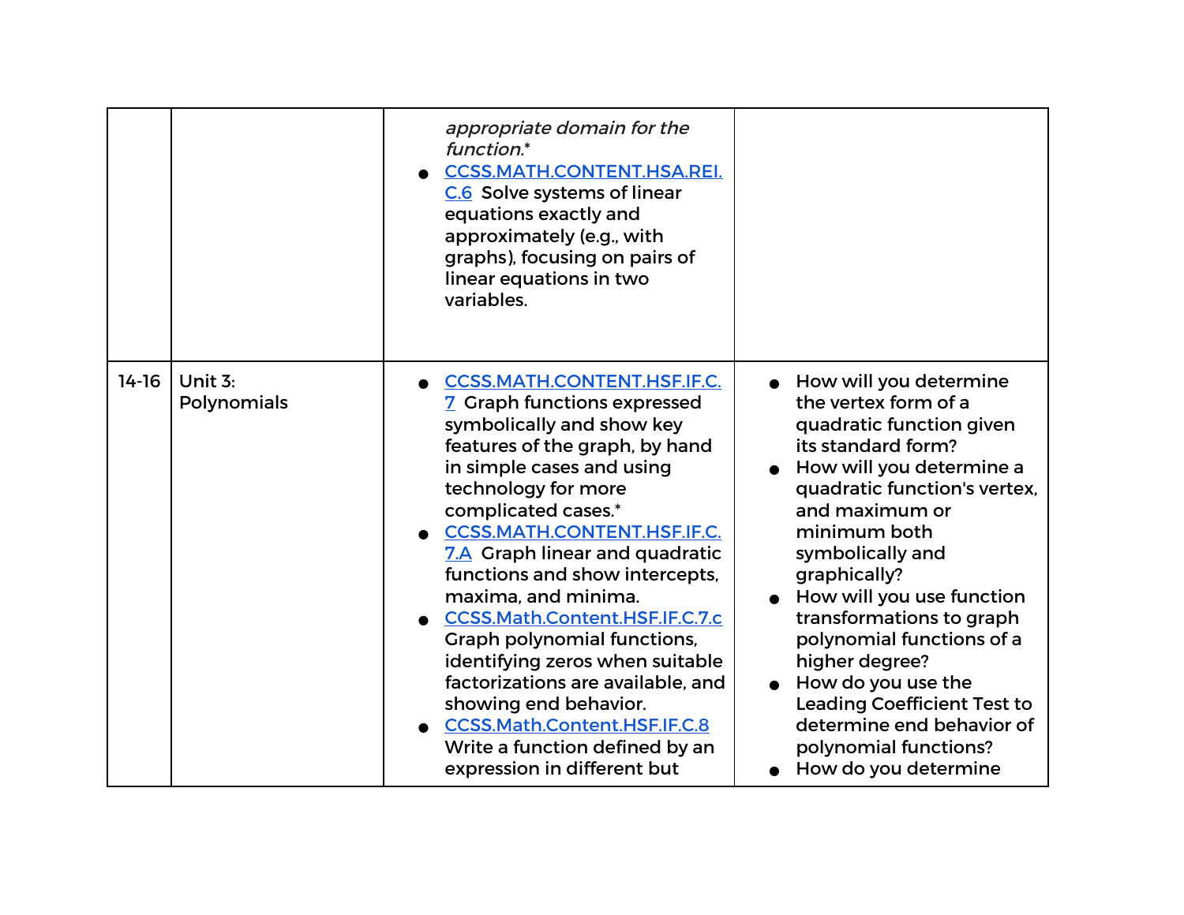| | | | |
|---|---|---|---|
| | | *appropriate domain for the function.** <br>• CCSS.MATH.CONTENT.HSA.REI.C.6 Solve systems of linear equations exactly and approximately (e.g., with graphs), focusing on pairs of linear equations in two variables. | |
| 14-16 | Unit 3: Polynomials | • CCSS.MATH.CONTENT.HSF.IF.C.7 Graph functions expressed symbolically and show key features of the graph, by hand in simple cases and using technology for more complicated cases.* <br>• CCSS.MATH.CONTENT.HSF.IF.C.7.A Graph linear and quadratic functions and show intercepts, maxima, and minima. <br>• CCSS.Math.Content.HSF.IF.C.7.c Graph polynomial functions, identifying zeros when suitable factorizations are available, and showing end behavior. <br>• CCSS.Math.Content.HSF.IF.C.8 Write a function defined by an expression in different but | • How will you determine the vertex form of a quadratic function given its standard form? <br>• How will you determine a quadratic function's vertex, and maximum or minimum both symbolically and graphically? <br>• How will you use function transformations to graph polynomial functions of a higher degree? <br>• How do you use the Leading Coefficient Test to determine end behavior of polynomial functions? <br>• How do you determine |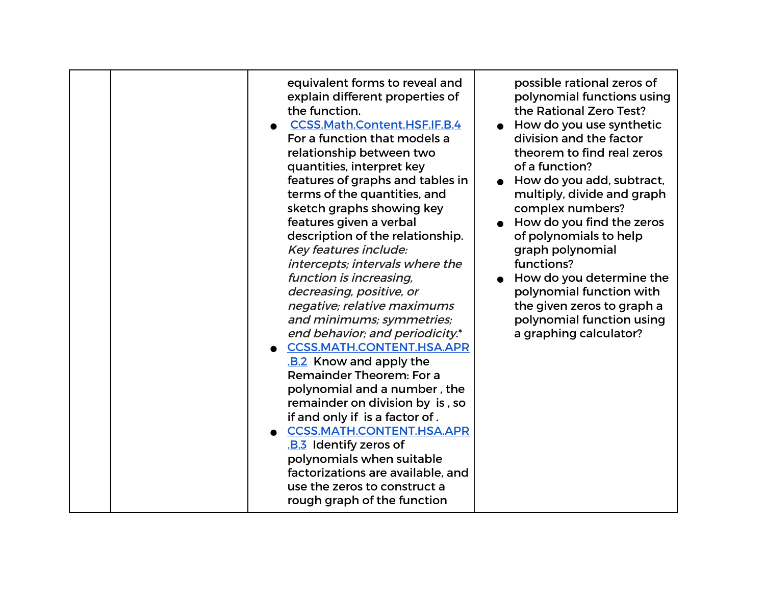| | | | |
|---|---|---|---|
| | | equivalent forms to reveal and explain different properties of the function.<br>● [CCSS.Math.Content.HSF.IF.B.4](#) For a function that models a relationship between two quantities, interpret key features of graphs and tables in terms of the quantities, and sketch graphs showing key features given a verbal description of the relationship. *Key features include: intercepts; intervals where the function is increasing, decreasing, positive, or negative; relative maximums and minimums; symmetries; end behavior; and periodicity.** <br>● [CCSS.MATH.CONTENT.HSA.APR.B.2](#) Know and apply the Remainder Theorem: For a polynomial and a number , the remainder on division by  is , so if and only if  is a factor of .<br>● [CCSS.MATH.CONTENT.HSA.APR.B.3](#) Identify zeros of polynomials when suitable factorizations are available, and use the zeros to construct a rough graph of the function | possible rational zeros of polynomial functions using the Rational Zero Test?<br>● How do you use synthetic division and the factor theorem to find real zeros of a function?<br>● How do you add, subtract, multiply, divide and graph complex numbers?<br>● How do you find the zeros of polynomials to help graph polynomial functions?<br>● How do you determine the polynomial function with the given zeros to graph a polynomial function using a graphing calculator? |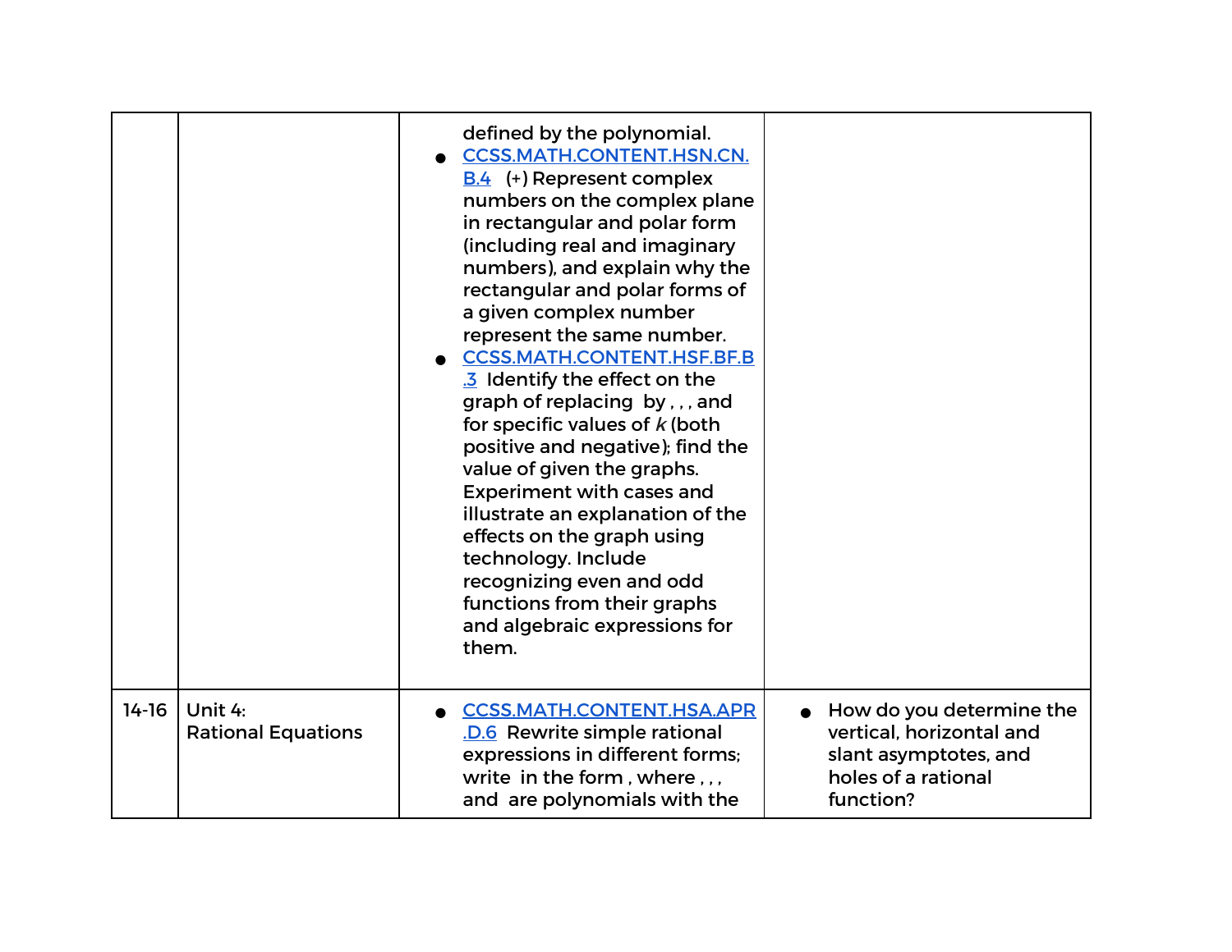| | | | |
|---|---|---|---|
| | | defined by the polynomial.<br>• CCSS.MATH.CONTENT.HSN.CN.B.4 (+) Represent complex numbers on the complex plane in rectangular and polar form (including real and imaginary numbers), and explain why the rectangular and polar forms of a given complex number represent the same number.<br>• CCSS.MATH.CONTENT.HSF.BF.B.3 Identify the effect on the graph of replacing by , , , and for specific values of *k* (both positive and negative); find the value of given the graphs. Experiment with cases and illustrate an explanation of the effects on the graph using technology. Include recognizing even and odd functions from their graphs and algebraic expressions for them. | |
| 14-16 | Unit 4:<br>Rational Equations | • CCSS.MATH.CONTENT.HSA.APR.D.6 Rewrite simple rational expressions in different forms; write in the form , where , , , and are polynomials with the | • How do you determine the vertical, horizontal and slant asymptotes, and holes of a rational function? |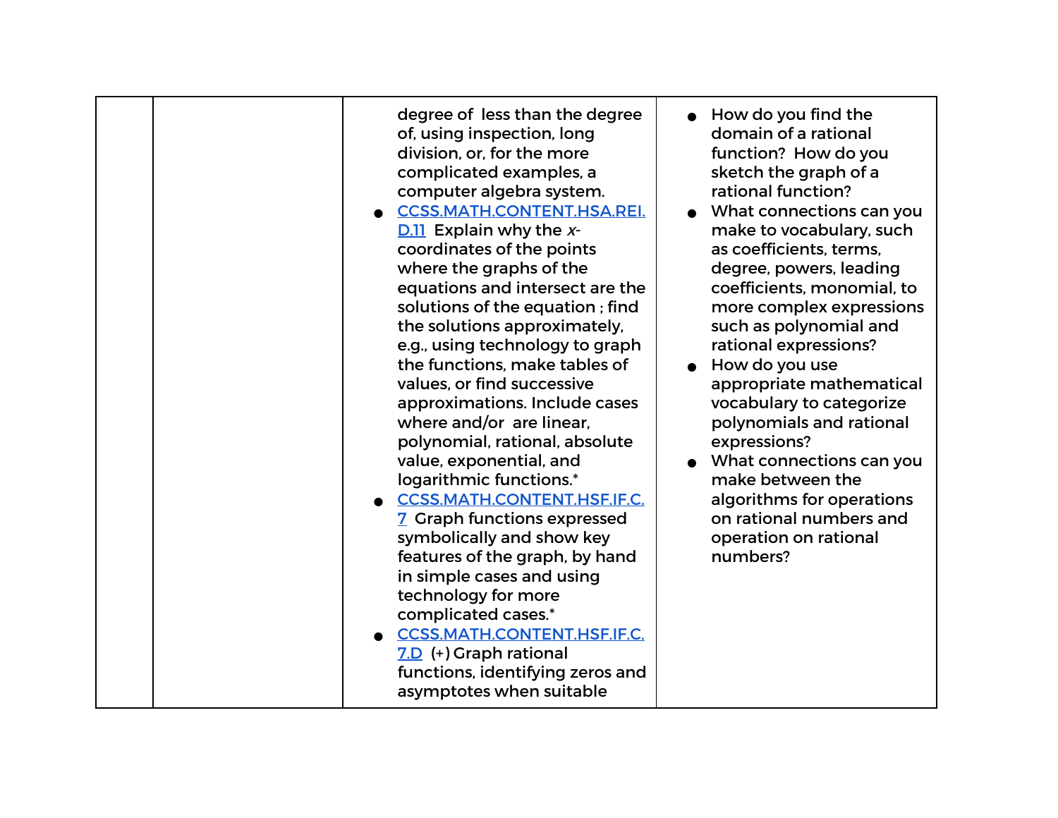| | | | |
|---|---|---|---|
| | | degree of less than the degree of, using inspection, long division, or, for the more complicated examples, a computer algebra system.<br>● CCSS.MATH.CONTENT.HSA.REI.D.11 Explain why the *x*-coordinates of the points where the graphs of the equations and intersect are the solutions of the equation ; find the solutions approximately, e.g., using technology to graph the functions, make tables of values, or find successive approximations. Include cases where and/or are linear, polynomial, rational, absolute value, exponential, and logarithmic functions.*<br>● CCSS.MATH.CONTENT.HSF.IF.C.7 Graph functions expressed symbolically and show key features of the graph, by hand in simple cases and using technology for more complicated cases.*<br>● CCSS.MATH.CONTENT.HSF.IF.C.7.D (+) Graph rational functions, identifying zeros and asymptotes when suitable | ● How do you find the domain of a rational function? How do you sketch the graph of a rational function?<br>● What connections can you make to vocabulary, such as coefficients, terms, degree, powers, leading coefficients, monomial, to more complex expressions such as polynomial and rational expressions?<br>● How do you use appropriate mathematical vocabulary to categorize polynomials and rational expressions?<br>● What connections can you make between the algorithms for operations on rational numbers and operation on rational numbers? |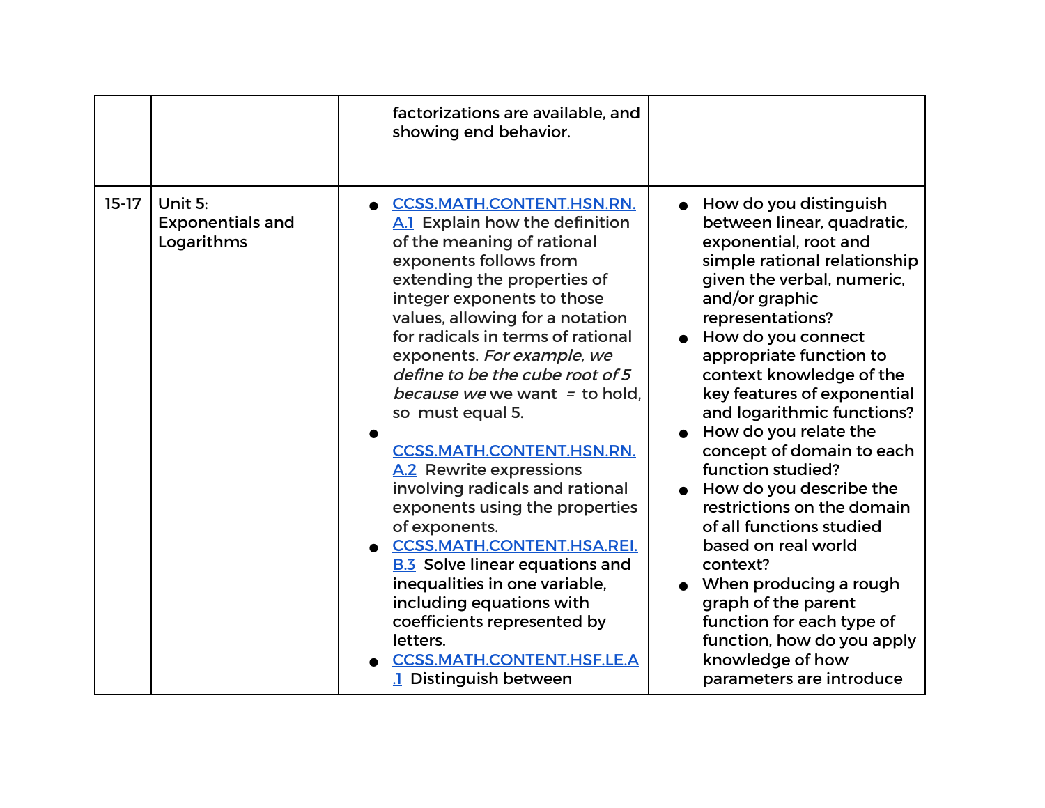| | | | |
|---|---|---|---|
| | | factorizations are available, and showing end behavior. | |
| 15-17 | Unit 5: Exponentials and Logarithms | <ul><li>[CCSS.MATH.CONTENT.HSN.RN.A.1](#) Explain how the definition of the meaning of rational exponents follows from extending the properties of integer exponents to those values, allowing for a notation for radicals in terms of rational exponents. *For example, we define to be the cube root of 5 because we* we want = to hold, so must equal 5.</li><li>[CCSS.MATH.CONTENT.HSN.RN.A.2](#) Rewrite expressions involving radicals and rational exponents using the properties of exponents.</li><li>[CCSS.MATH.CONTENT.HSA.REI.B.3](#) Solve linear equations and inequalities in one variable, including equations with coefficients represented by letters.</li><li>[CCSS.MATH.CONTENT.HSF.LE.A.1](#) Distinguish between</li></ul> | <ul><li>How do you distinguish between linear, quadratic, exponential, root and simple rational relationship given the verbal, numeric, and/or graphic representations?</li><li>How do you connect appropriate function to context knowledge of the key features of exponential and logarithmic functions?</li><li>How do you relate the concept of domain to each function studied?</li><li>How do you describe the restrictions on the domain of all functions studied based on real world context?</li><li>When producing a rough graph of the parent function for each type of function, how do you apply knowledge of how parameters are introduce</li></ul> |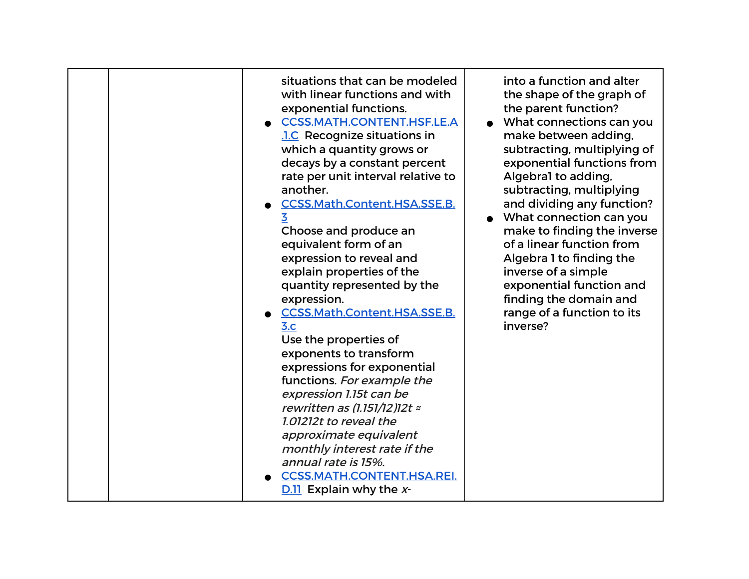| | | | |
|---|---|---|---|
| | | situations that can be modeled with linear functions and with exponential functions.<br>● CCSS.MATH.CONTENT.HSF.LE.A.1.C Recognize situations in which a quantity grows or decays by a constant percent rate per unit interval relative to another.<br>● CCSS.Math.Content.HSA.SSE.B.3 Choose and produce an equivalent form of an expression to reveal and explain properties of the quantity represented by the expression.<br>● CCSS.Math.Content.HSA.SSE.B.3.c Use the properties of exponents to transform expressions for exponential functions. *For example the expression 1.15t can be rewritten as (1.151/12)12t ≈ 1.01212t to reveal the approximate equivalent monthly interest rate if the annual rate is 15%*.<br>● CCSS.MATH.CONTENT.HSA.REI.D.11 Explain why the *x*- | into a function and alter the shape of the graph of the parent function?<br>● What connections can you make between adding, subtracting, multiplying of exponential functions from Algebra1 to adding, subtracting, multiplying and dividing any function?<br>● What connection can you make to finding the inverse of a linear function from Algebra 1 to finding the inverse of a simple exponential function and finding the domain and range of a function to its inverse? |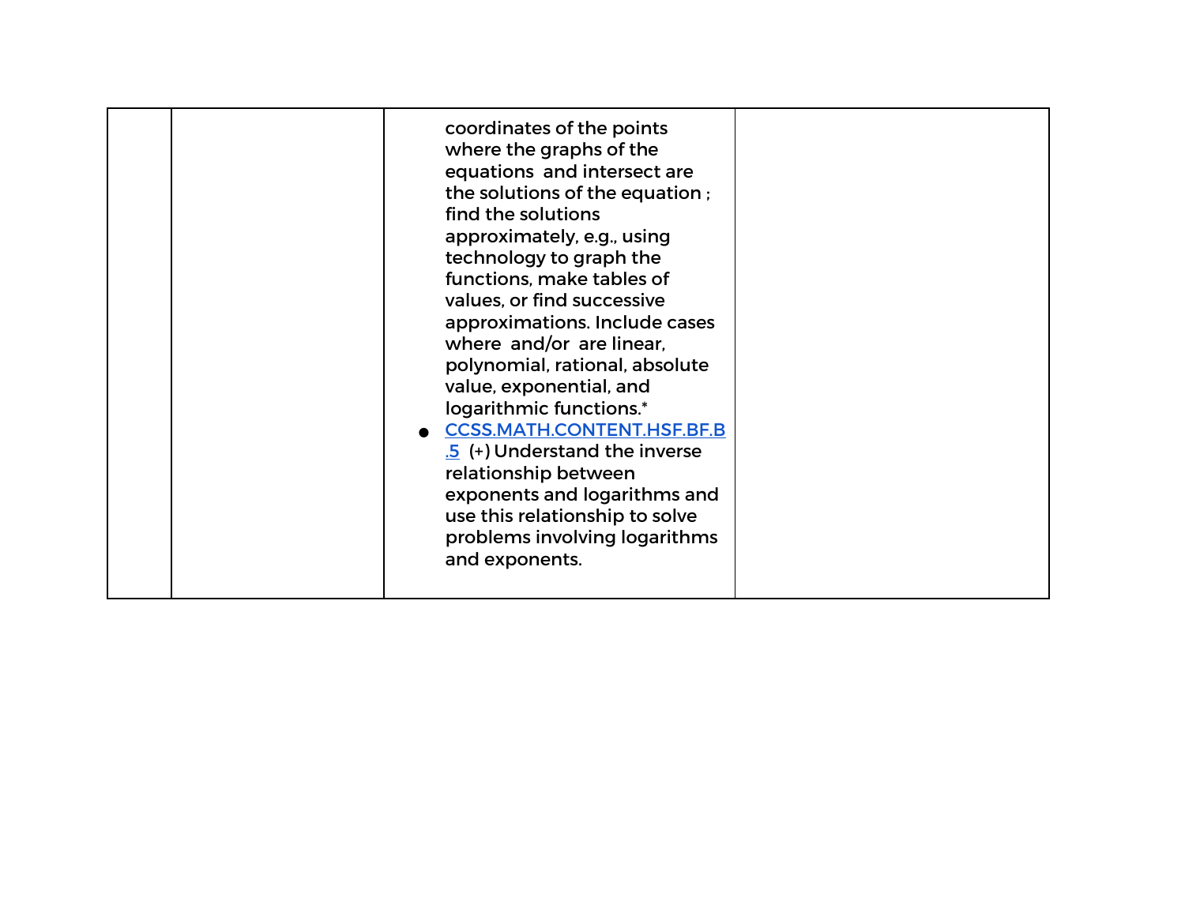|  |  |  |  |
|---|---|---|---|
|  |  | coordinates of the points where the graphs of the equations  and intersect are the solutions of the equation ; find the solutions approximately, e.g., using technology to graph the functions, make tables of values, or find successive approximations. Include cases where  and/or  are linear, polynomial, rational, absolute value, exponential, and logarithmic functions.*<br>• CCSS.MATH.CONTENT.HSF.BF.B.5 (+) Understand the inverse relationship between exponents and logarithms and use this relationship to solve problems involving logarithms and exponents. |  |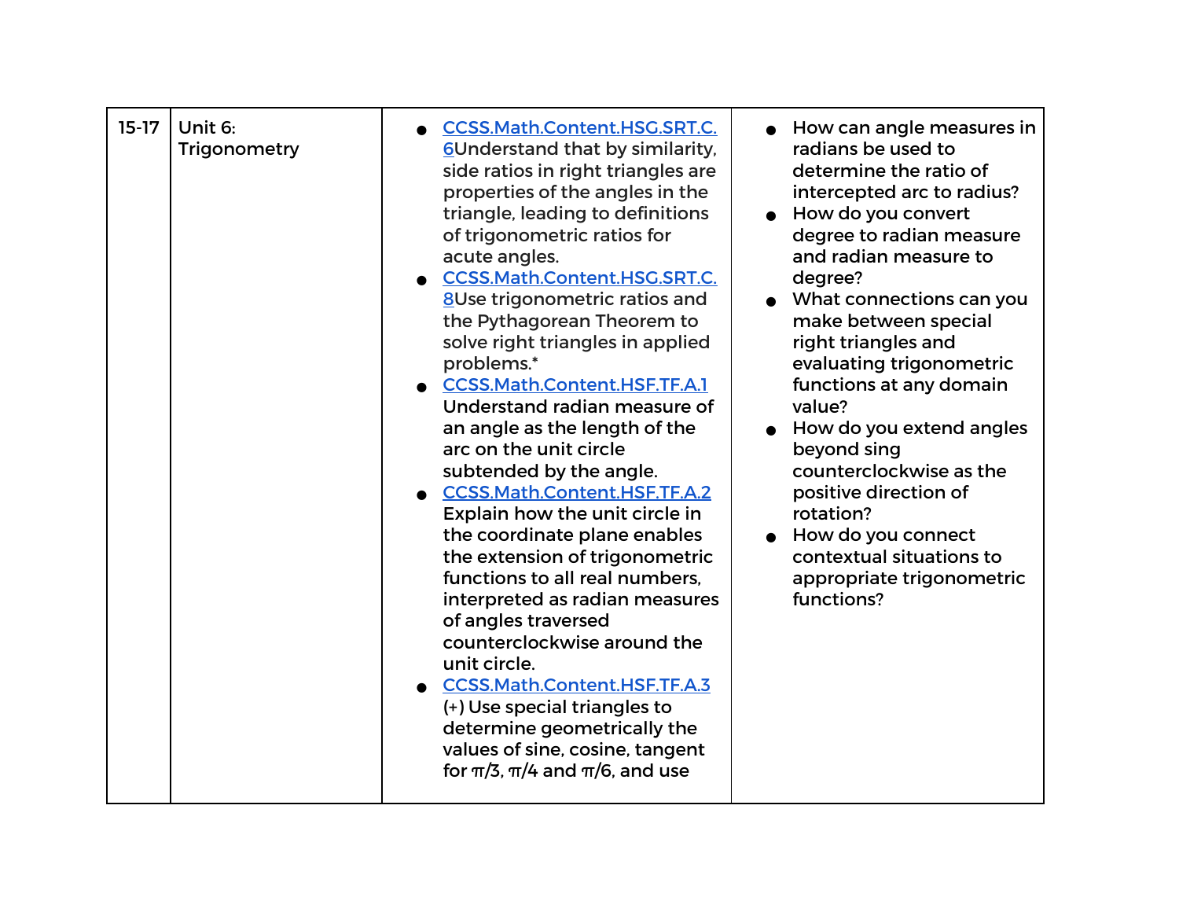| | | | |
|---|---|---|---|
| 15-17 | Unit 6: Trigonometry | <ul><li>CCSS.Math.Content.HSG.SRT.C.6Understand that by similarity, side ratios in right triangles are properties of the angles in the triangle, leading to definitions of trigonometric ratios for acute angles.</li><li>CCSS.Math.Content.HSG.SRT.C.8Use trigonometric ratios and the Pythagorean Theorem to solve right triangles in applied problems.*</li><li>CCSS.Math.Content.HSF.TF.A.1 Understand radian measure of an angle as the length of the arc on the unit circle subtended by the angle.</li><li>CCSS.Math.Content.HSF.TF.A.2 Explain how the unit circle in the coordinate plane enables the extension of trigonometric functions to all real numbers, interpreted as radian measures of angles traversed counterclockwise around the unit circle.</li><li>CCSS.Math.Content.HSF.TF.A.3 (+) Use special triangles to determine geometrically the values of sine, cosine, tangent for π/3, π/4 and π/6, and use</li></ul> | <ul><li>How can angle measures in radians be used to determine the ratio of intercepted arc to radius?</li><li>How do you convert degree to radian measure and radian measure to degree?</li><li>What connections can you make between special right triangles and evaluating trigonometric functions at any domain value?</li><li>How do you extend angles beyond sing counterclockwise as the positive direction of rotation?</li><li>How do you connect contextual situations to appropriate trigonometric functions?</li></ul> |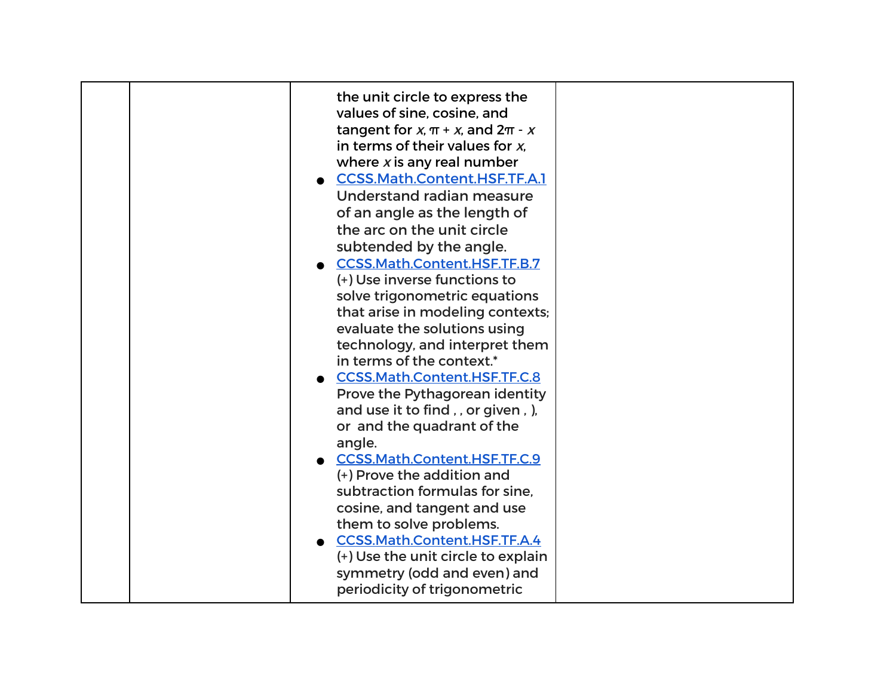| | | the unit circle to express the values of sine, cosine, and tangent for $x$, $\pi + x$, and $2\pi - x$ in terms of their values for $x$, where $x$ is any real number<br>● CCSS.Math.Content.HSF.TF.A.1 Understand radian measure of an angle as the length of the arc on the unit circle subtended by the angle.<br>● CCSS.Math.Content.HSF.TF.B.7 (+) Use inverse functions to solve trigonometric equations that arise in modeling contexts; evaluate the solutions using technology, and interpret them in terms of the context.*<br>● CCSS.Math.Content.HSF.TF.C.8 Prove the Pythagorean identity and use it to find , , or given , ), or and the quadrant of the angle.<br>● CCSS.Math.Content.HSF.TF.C.9 (+) Prove the addition and subtraction formulas for sine, cosine, and tangent and use them to solve problems.<br>● CCSS.Math.Content.HSF.TF.A.4 (+) Use the unit circle to explain symmetry (odd and even) and periodicity of trigonometric | |
|---|---|---|---|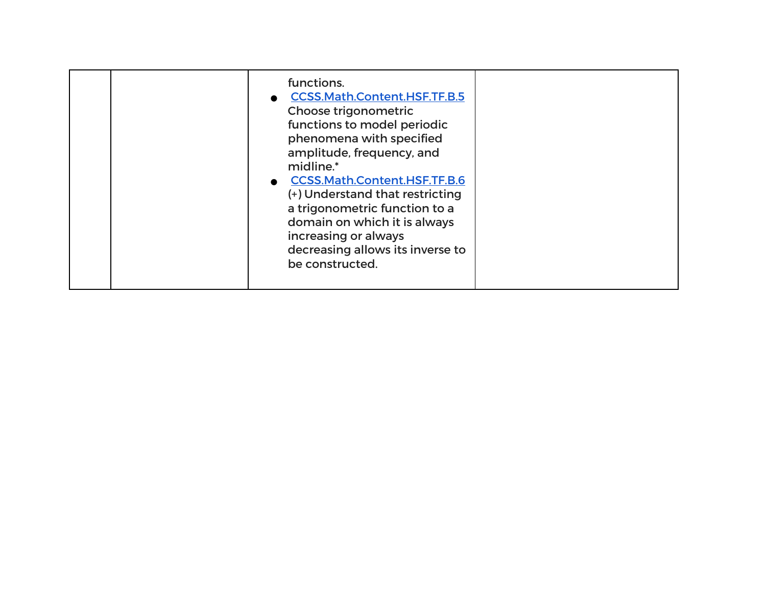| | | | |
|---|---|---|---|
| | | functions.<br>• CCSS.Math.Content.HSF.TF.B.5 Choose trigonometric functions to model periodic phenomena with specified amplitude, frequency, and midline.*<br>• CCSS.Math.Content.HSF.TF.B.6 (+) Understand that restricting a trigonometric function to a domain on which it is always increasing or always decreasing allows its inverse to be constructed. | |